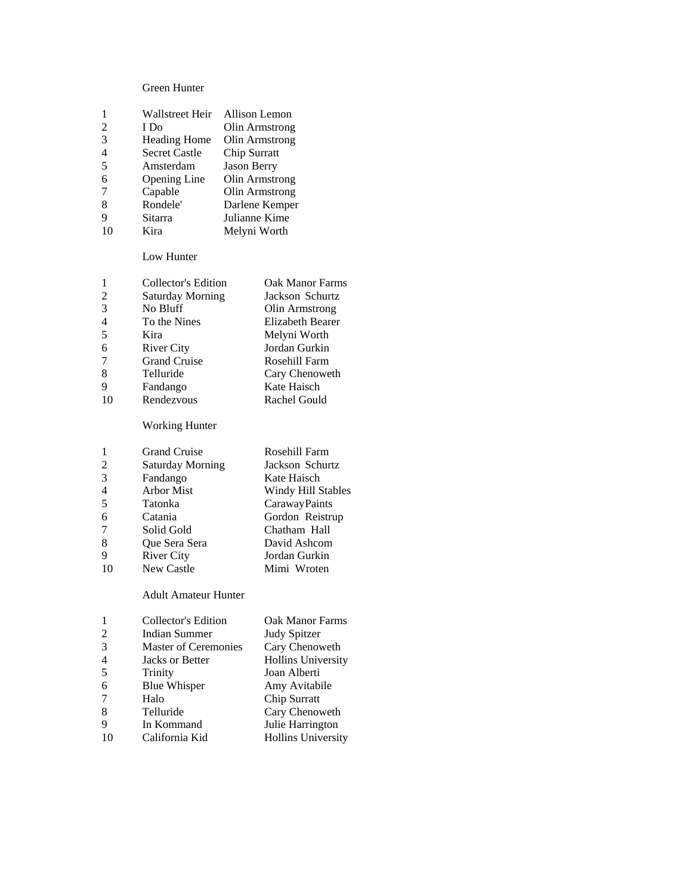## Green Hunter

| | | |
|---|---|---|
| 1 | Wallstreet Heir | Allison Lemon |
| 2 | I Do | Olin Armstrong |
| 3 | Heading Home | Olin Armstrong |
| 4 | Secret Castle | Chip Surratt |
| 5 | Amsterdam | Jason Berry |
| 6 | Opening Line | Olin Armstrong |
| 7 | Capable | Olin Armstrong |
| 8 | Rondele' | Darlene Kemper |
| 9 | Sitarra | Julianne Kime |
| 10 | Kira | Melyni Worth |

## Low Hunter

| | | |
|---|---|---|
| 1 | Collector's Edition | Oak Manor Farms |
| 2 | Saturday Morning | Jackson Schurtz |
| 3 | No Bluff | Olin Armstrong |
| 4 | To the Nines | Elizabeth Bearer |
| 5 | Kira | Melyni Worth |
| 6 | River City | Jordan Gurkin |
| 7 | Grand Cruise | Rosehill Farm |
| 8 | Telluride | Cary Chenoweth |
| 9 | Fandango | Kate Haisch |
| 10 | Rendezvous | Rachel Gould |

## Working Hunter

| | | |
|---|---|---|
| 1 | Grand Cruise | Rosehill Farm |
| 2 | Saturday Morning | Jackson Schurtz |
| 3 | Fandango | Kate Haisch |
| 4 | Arbor Mist | Windy Hill Stables |
| 5 | Tatonka | CarawayPaints |
| 6 | Catania | Gordon Reistrup |
| 7 | Solid Gold | Chatham Hall |
| 8 | Que Sera Sera | David Ashcom |
| 9 | River City | Jordan Gurkin |
| 10 | New Castle | Mimi Wroten |

## Adult Amateur Hunter

| | | |
|---|---|---|
| 1 | Collector's Edition | Oak Manor Farms |
| 2 | Indian Summer | Judy Spitzer |
| 3 | Master of Ceremonies | Cary Chenoweth |
| 4 | Jacks or Better | Hollins University |
| 5 | Trinity | Joan Alberti |
| 6 | Blue Whisper | Amy Avitabile |
| 7 | Halo | Chip Surratt |
| 8 | Telluride | Cary Chenoweth |
| 9 | In Kommand | Julie Harrington |
| 10 | California Kid | Hollins University |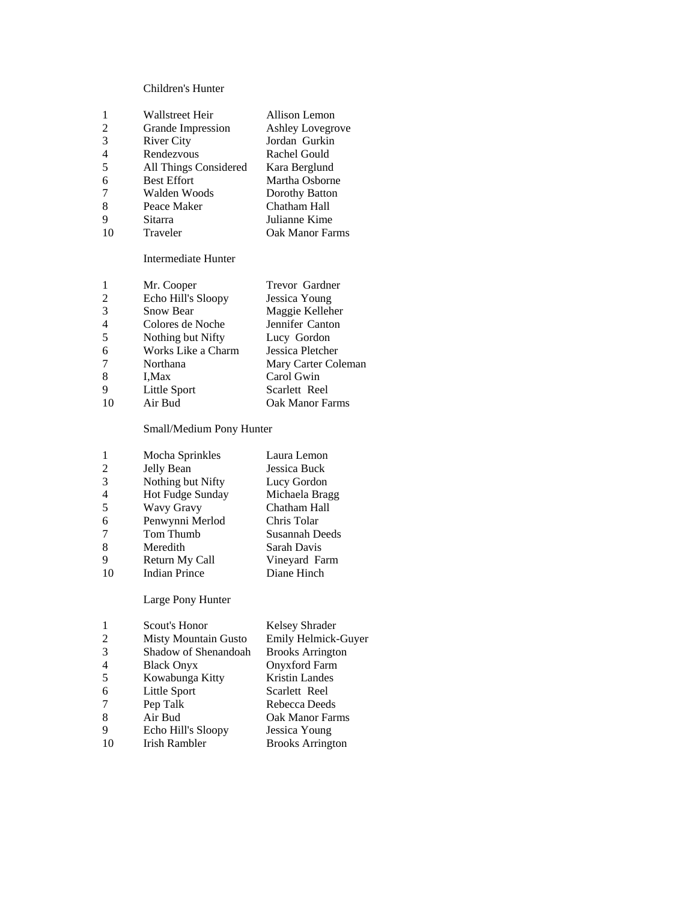## Children's Hunter

| Place | Horse | Rider/Owner |
|---|---|---|
| 1 | Wallstreet Heir | Allison Lemon |
| 2 | Grande Impression | Ashley Lovegrove |
| 3 | River City | Jordan Gurkin |
| 4 | Rendezvous | Rachel Gould |
| 5 | All Things Considered | Kara Berglund |
| 6 | Best Effort | Martha Osborne |
| 7 | Walden Woods | Dorothy Batton |
| 8 | Peace Maker | Chatham Hall |
| 9 | Sitarra | Julianne Kime |
| 10 | Traveler | Oak Manor Farms |

## Intermediate Hunter

| Place | Horse | Rider/Owner |
|---|---|---|
| 1 | Mr. Cooper | Trevor Gardner |
| 2 | Echo Hill's Sloopy | Jessica Young |
| 3 | Snow Bear | Maggie Kelleher |
| 4 | Colores de Noche | Jennifer Canton |
| 5 | Nothing but Nifty | Lucy Gordon |
| 6 | Works Like a Charm | Jessica Pletcher |
| 7 | Northana | Mary Carter Coleman |
| 8 | I,Max | Carol Gwin |
| 9 | Little Sport | Scarlett Reel |
| 10 | Air Bud | Oak Manor Farms |

## Small/Medium Pony Hunter

| Place | Horse | Rider/Owner |
|---|---|---|
| 1 | Mocha Sprinkles | Laura Lemon |
| 2 | Jelly Bean | Jessica Buck |
| 3 | Nothing but Nifty | Lucy Gordon |
| 4 | Hot Fudge Sunday | Michaela Bragg |
| 5 | Wavy Gravy | Chatham Hall |
| 6 | Penwynni Merlod | Chris Tolar |
| 7 | Tom Thumb | Susannah Deeds |
| 8 | Meredith | Sarah Davis |
| 9 | Return My Call | Vineyard Farm |
| 10 | Indian Prince | Diane Hinch |

## Large Pony Hunter

| Place | Horse | Rider/Owner |
|---|---|---|
| 1 | Scout's Honor | Kelsey Shrader |
| 2 | Misty Mountain Gusto | Emily Helmick-Guyer |
| 3 | Shadow of Shenandoah | Brooks Arrington |
| 4 | Black Onyx | Onyxford Farm |
| 5 | Kowabunga Kitty | Kristin Landes |
| 6 | Little Sport | Scarlett Reel |
| 7 | Pep Talk | Rebecca Deeds |
| 8 | Air Bud | Oak Manor Farms |
| 9 | Echo Hill's Sloopy | Jessica Young |
| 10 | Irish Rambler | Brooks Arrington |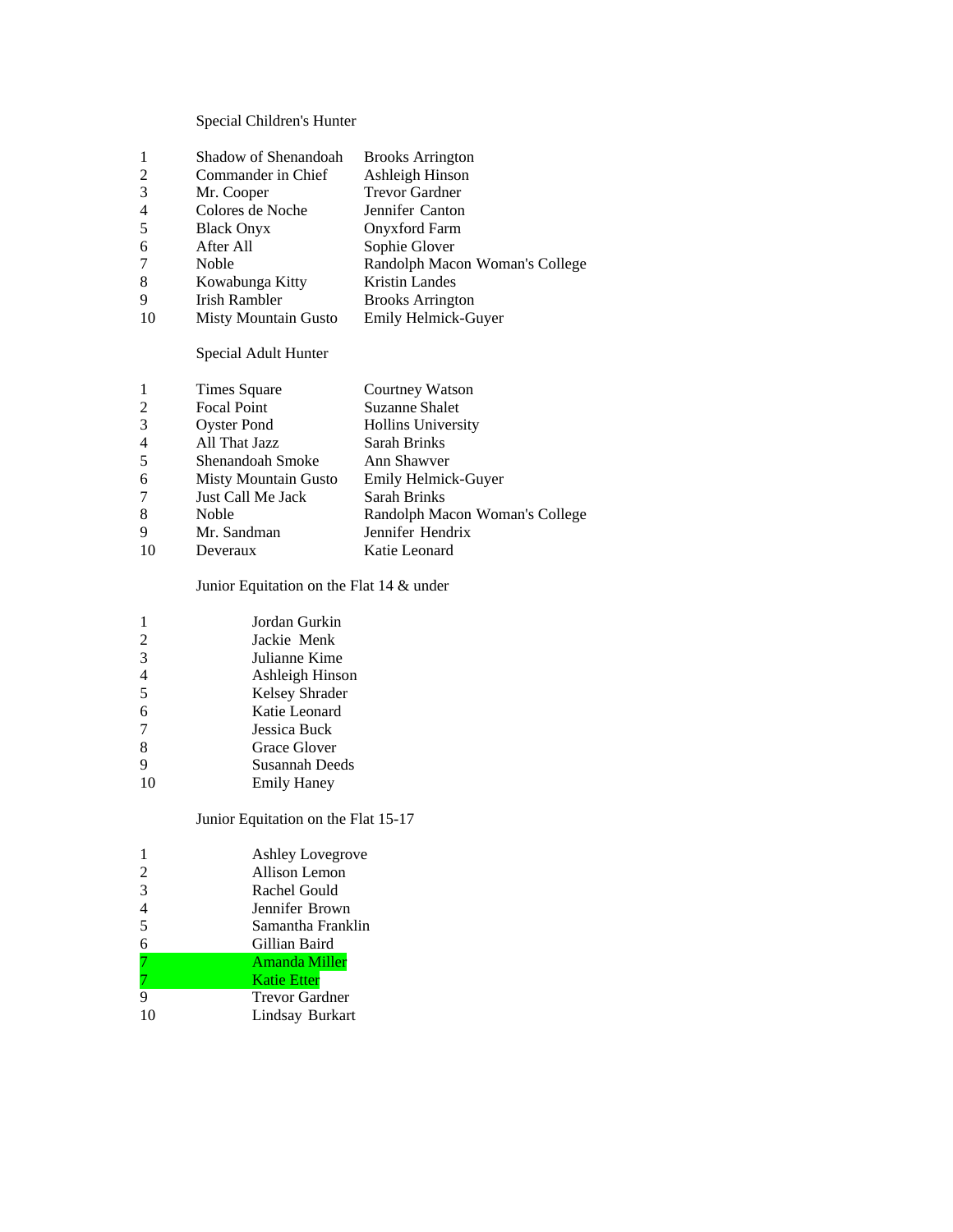## Special Children's Hunter

| Place | Horse | Rider/Owner |
|---|---|---|
| 1 | Shadow of Shenandoah | Brooks Arrington |
| 2 | Commander in Chief | Ashleigh Hinson |
| 3 | Mr. Cooper | Trevor Gardner |
| 4 | Colores de Noche | Jennifer Canton |
| 5 | Black Onyx | Onyxford Farm |
| 6 | After All | Sophie Glover |
| 7 | Noble | Randolph Macon Woman's College |
| 8 | Kowabunga Kitty | Kristin Landes |
| 9 | Irish Rambler | Brooks Arrington |
| 10 | Misty Mountain Gusto | Emily Helmick-Guyer |

## Special Adult Hunter

| Place | Horse | Rider/Owner |
|---|---|---|
| 1 | Times Square | Courtney Watson |
| 2 | Focal Point | Suzanne Shalet |
| 3 | Oyster Pond | Hollins University |
| 4 | All That Jazz | Sarah Brinks |
| 5 | Shenandoah Smoke | Ann Shawver |
| 6 | Misty Mountain Gusto | Emily Helmick-Guyer |
| 7 | Just Call Me Jack | Sarah Brinks |
| 8 | Noble | Randolph Macon Woman's College |
| 9 | Mr. Sandman | Jennifer Hendrix |
| 10 | Deveraux | Katie Leonard |

## Junior Equitation on the Flat 14 & under

| Place | Rider |
|---|---|
| 1 | Jordan Gurkin |
| 2 | Jackie Menk |
| 3 | Julianne Kime |
| 4 | Ashleigh Hinson |
| 5 | Kelsey Shrader |
| 6 | Katie Leonard |
| 7 | Jessica Buck |
| 8 | Grace Glover |
| 9 | Susannah Deeds |
| 10 | Emily Haney |

## Junior Equitation on the Flat 15-17

| Place | Rider |
|---|---|
| 1 | Ashley Lovegrove |
| 2 | Allison Lemon |
| 3 | Rachel Gould |
| 4 | Jennifer Brown |
| 5 | Samantha Franklin |
| 6 | Gillian Baird |
| 7 | Amanda Miller |
| 7 | Katie Etter |
| 9 | Trevor Gardner |
| 10 | Lindsay Burkart |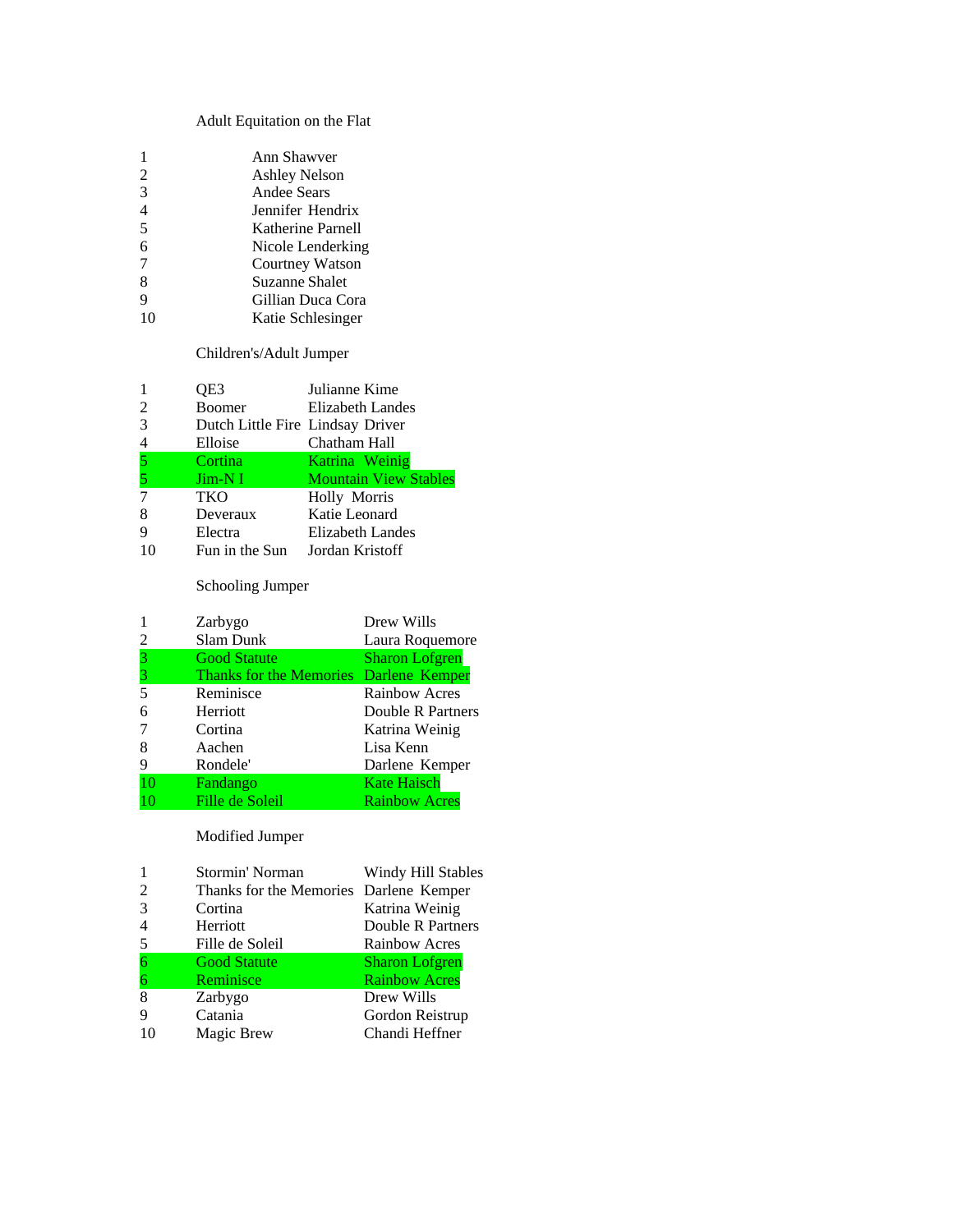Adult Equitation on the Flat

| | |
|---|---|
| 1 | Ann Shawver |
| 2 | Ashley Nelson |
| 3 | Andee Sears |
| 4 | Jennifer Hendrix |
| 5 | Katherine Parnell |
| 6 | Nicole Lenderking |
| 7 | Courtney Watson |
| 8 | Suzanne Shalet |
| 9 | Gillian Duca Cora |
| 10 | Katie Schlesinger |

Children's/Adult Jumper

| | | |
|---|---|---|
| 1 | QE3 | Julianne Kime |
| 2 | Boomer | Elizabeth Landes |
| 3 | Dutch Little Fire | Lindsay Driver |
| 4 | Elloise | Chatham Hall |
| 5 | Cortina | Katrina Weinig |
| 5 | Jim-N I | Mountain View Stables |
| 7 | TKO | Holly Morris |
| 8 | Deveraux | Katie Leonard |
| 9 | Electra | Elizabeth Landes |
| 10 | Fun in the Sun | Jordan Kristoff |

Schooling Jumper

| | | |
|---|---|---|
| 1 | Zarbygo | Drew Wills |
| 2 | Slam Dunk | Laura Roquemore |
| 3 | Good Statute | Sharon Lofgren |
| 3 | Thanks for the Memories | Darlene Kemper |
| 5 | Reminisce | Rainbow Acres |
| 6 | Herriott | Double R Partners |
| 7 | Cortina | Katrina Weinig |
| 8 | Aachen | Lisa Kenn |
| 9 | Rondele' | Darlene Kemper |
| 10 | Fandango | Kate Haisch |
| 10 | Fille de Soleil | Rainbow Acres |

Modified Jumper

| | | |
|---|---|---|
| 1 | Stormin' Norman | Windy Hill Stables |
| 2 | Thanks for the Memories | Darlene Kemper |
| 3 | Cortina | Katrina Weinig |
| 4 | Herriott | Double R Partners |
| 5 | Fille de Soleil | Rainbow Acres |
| 6 | Good Statute | Sharon Lofgren |
| 6 | Reminisce | Rainbow Acres |
| 8 | Zarbygo | Drew Wills |
| 9 | Catania | Gordon Reistrup |
| 10 | Magic Brew | Chandi Heffner |